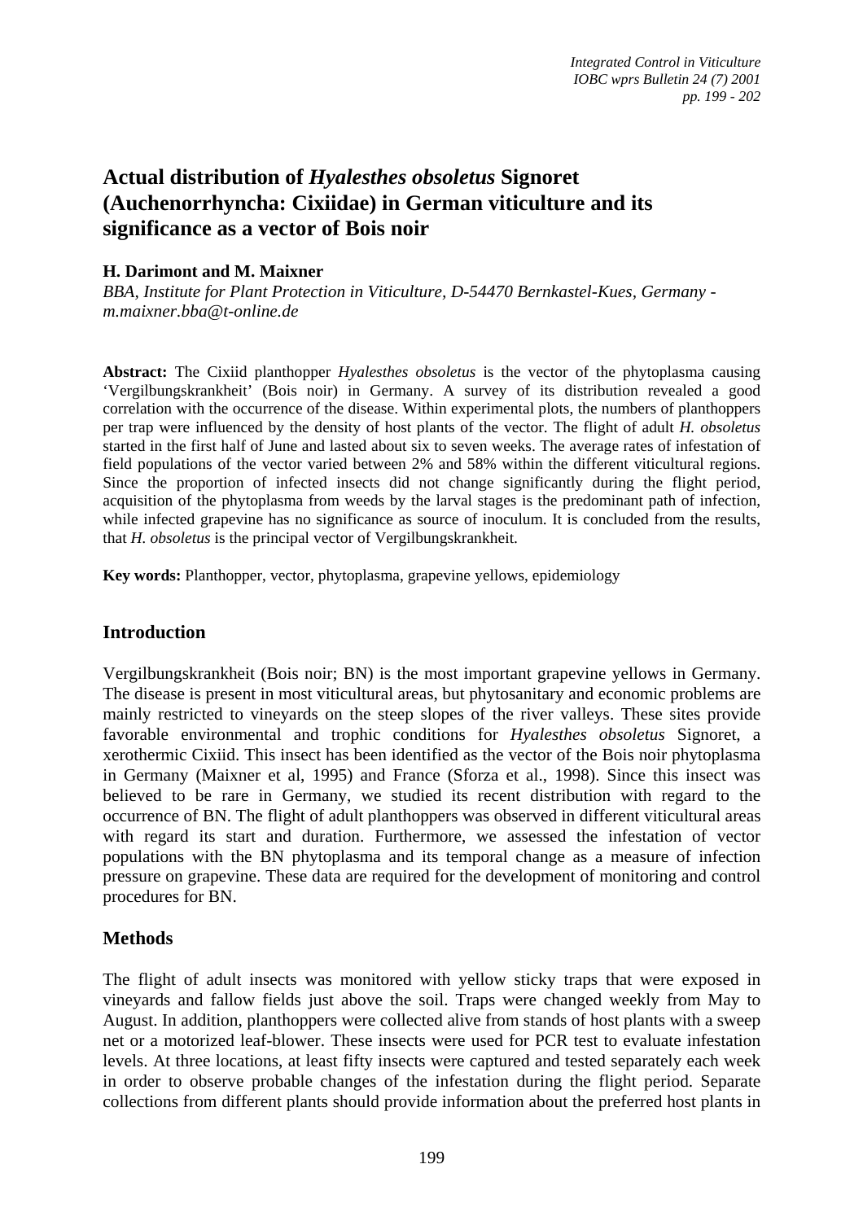# Actual distribution of *Hyalesthes obsoletus* Signoret (Auchenorrhyncha: Cixiidae) in German viticulture and its significance as a vector of Bois noir

**H. Darimont and M. Maixner**

*BBA, Institute for Plant Protection in Viticulture, D-54470 Bernkastel-Kues, Germany - m.maixner.bba@t-online.de*

**Abstract:** The Cixiid planthopper *Hyalesthes obsoletus* is the vector of the phytoplasma causing 'Vergilbungskrankheit' (Bois noir) in Germany. A survey of its distribution revealed a good correlation with the occurrence of the disease. Within experimental plots, the numbers of planthoppers per trap were influenced by the density of host plants of the vector. The flight of adult *H. obsoletus* started in the first half of June and lasted about six to seven weeks. The average rates of infestation of field populations of the vector varied between 2% and 58% within the different viticultural regions. Since the proportion of infected insects did not change significantly during the flight period, acquisition of the phytoplasma from weeds by the larval stages is the predominant path of infection, while infected grapevine has no significance as source of inoculum. It is concluded from the results, that *H. obsoletus* is the principal vector of Vergilbungskrankheit.

**Key words:** Planthopper, vector, phytoplasma, grapevine yellows, epidemiology

## Introduction

Vergilbungskrankheit (Bois noir; BN) is the most important grapevine yellows in Germany. The disease is present in most viticultural areas, but phytosanitary and economic problems are mainly restricted to vineyards on the steep slopes of the river valleys. These sites provide favorable environmental and trophic conditions for *Hyalesthes obsoletus* Signoret, a xerothermic Cixiid. This insect has been identified as the vector of the Bois noir phytoplasma in Germany (Maixner et al, 1995) and France (Sforza et al., 1998). Since this insect was believed to be rare in Germany, we studied its recent distribution with regard to the occurrence of BN. The flight of adult planthoppers was observed in different viticultural areas with regard its start and duration. Furthermore, we assessed the infestation of vector populations with the BN phytoplasma and its temporal change as a measure of infection pressure on grapevine. These data are required for the development of monitoring and control procedures for BN.

## Methods

The flight of adult insects was monitored with yellow sticky traps that were exposed in vineyards and fallow fields just above the soil. Traps were changed weekly from May to August. In addition, planthoppers were collected alive from stands of host plants with a sweep net or a motorized leaf-blower. These insects were used for PCR test to evaluate infestation levels. At three locations, at least fifty insects were captured and tested separately each week in order to observe probable changes of the infestation during the flight period. Separate collections from different plants should provide information about the preferred host plants in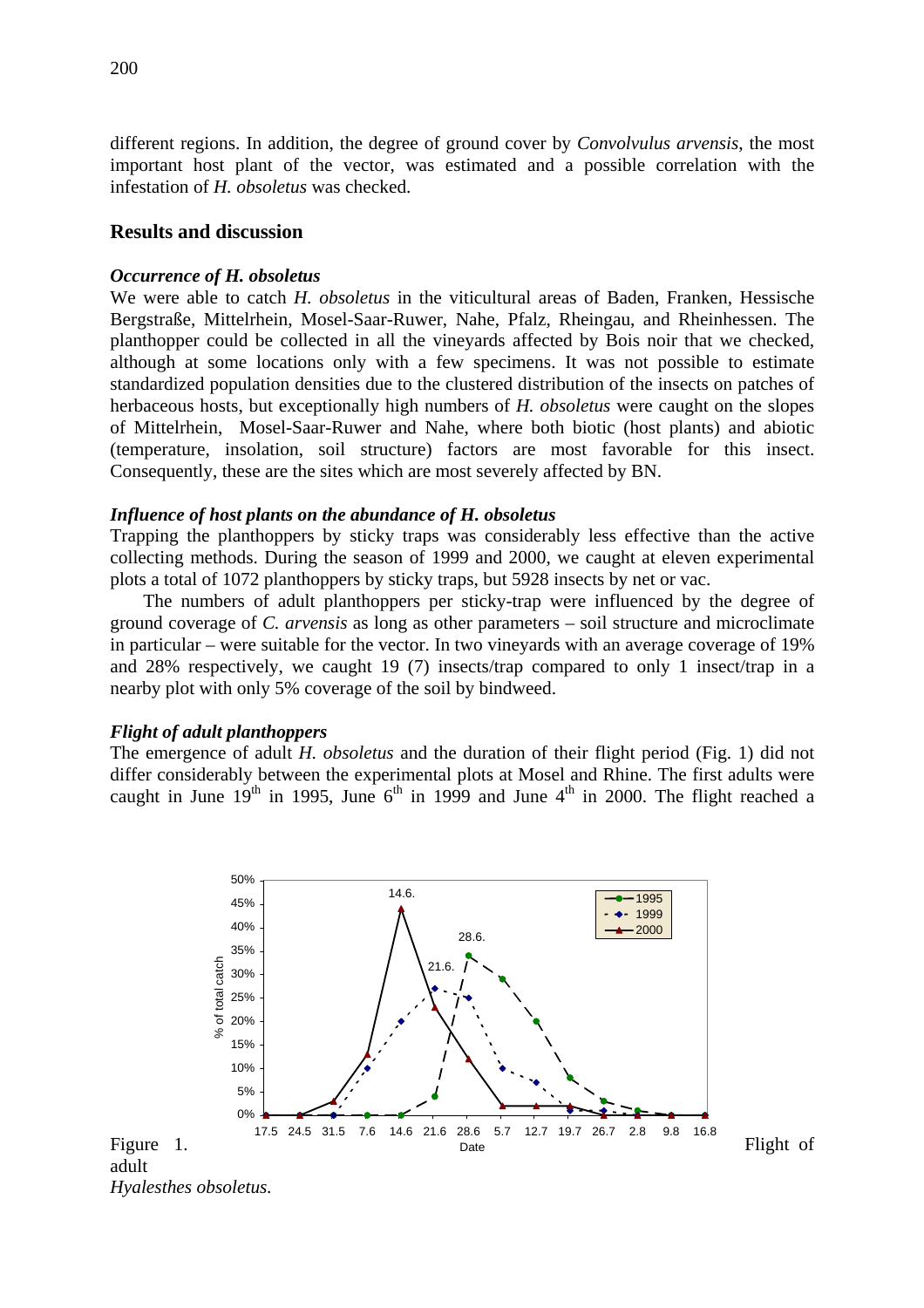different regions. In addition, the degree of ground cover by *Convolvulus arvensis*, the most important host plant of the vector, was estimated and a possible correlation with the infestation of *H. obsoletus* was checked.

## Results and discussion

### *Occurrence of H. obsoletus*

We were able to catch *H. obsoletus* in the viticultural areas of Baden, Franken, Hessische Bergstraße, Mittelrhein, Mosel-Saar-Ruwer, Nahe, Pfalz, Rheingau, and Rheinhessen. The planthopper could be collected in all the vineyards affected by Bois noir that we checked, although at some locations only with a few specimens. It was not possible to estimate standardized population densities due to the clustered distribution of the insects on patches of herbaceous hosts, but exceptionally high numbers of *H. obsoletus* were caught on the slopes of Mittelrhein, Mosel-Saar-Ruwer and Nahe, where both biotic (host plants) and abiotic (temperature, insolation, soil structure) factors are most favorable for this insect. Consequently, these are the sites which are most severely affected by BN.

### *Influence of host plants on the abundance of H. obsoletus*

Trapping the planthoppers by sticky traps was considerably less effective than the active collecting methods. During the season of 1999 and 2000, we caught at eleven experimental plots a total of 1072 planthoppers by sticky traps, but 5928 insects by net or vac.

The numbers of adult planthoppers per sticky-trap were influenced by the degree of ground coverage of *C. arvensis* as long as other parameters – soil structure and microclimate in particular – were suitable for the vector. In two vineyards with an average coverage of 19% and 28% respectively, we caught 19 (7) insects/trap compared to only 1 insect/trap in a nearby plot with only 5% coverage of the soil by bindweed.

### *Flight of adult planthoppers*

The emergence of adult *H. obsoletus* and the duration of their flight period (Fig. 1) did not differ considerably between the experimental plots at Mosel and Rhine. The first adults were caught in June 19th in 1995, June 6th in 1999 and June 4th in 2000. The flight reached a

Figure 1. Flight of adult *Hyalesthes obsoletus.*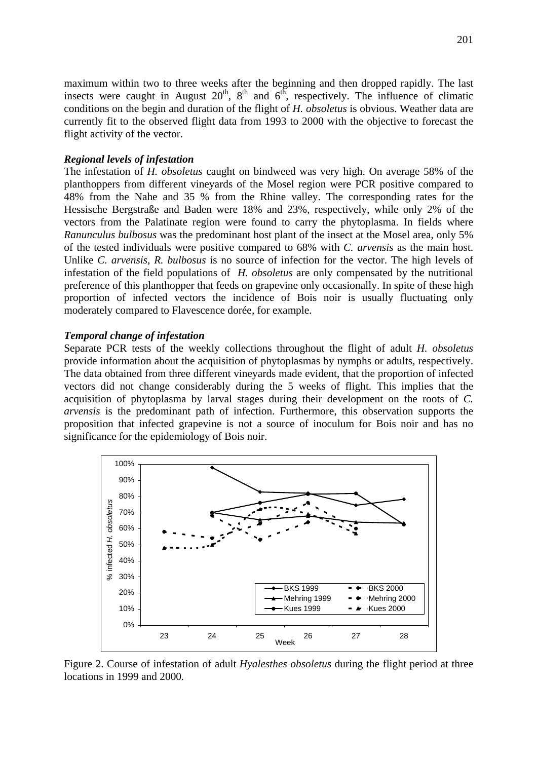maximum within two to three weeks after the beginning and then dropped rapidly. The last insects were caught in August 20[th], 8[th] and 6[th], respectively. The influence of climatic conditions on the begin and duration of the flight of *H. obsoletus* is obvious. Weather data are currently fit to the observed flight data from 1993 to 2000 with the objective to forecast the flight activity of the vector.

### *Regional levels of infestation*

The infestation of *H. obsoletus* caught on bindweed was very high. On average 58% of the planthoppers from different vineyards of the Mosel region were PCR positive compared to 48% from the Nahe and 35 % from the Rhine valley. The corresponding rates for the Hessische Bergstraße and Baden were 18% and 23%, respectively, while only 2% of the vectors from the Palatinate region were found to carry the phytoplasma. In fields where *Ranunculus bulbosus* was the predominant host plant of the insect at the Mosel area, only 5% of the tested individuals were positive compared to 68% with *C. arvensis* as the main host. Unlike *C. arvensis*, *R. bulbosus* is no source of infection for the vector. The high levels of infestation of the field populations of *H. obsoletus* are only compensated by the nutritional preference of this planthopper that feeds on grapevine only occasionally. In spite of these high proportion of infected vectors the incidence of Bois noir is usually fluctuating only moderately compared to Flavescence dorée, for example.

### *Temporal change of infestation*

Separate PCR tests of the weekly collections throughout the flight of adult *H. obsoletus* provide information about the acquisition of phytoplasmas by nymphs or adults, respectively. The data obtained from three different vineyards made evident, that the proportion of infected vectors did not change considerably during the 5 weeks of flight. This implies that the acquisition of phytoplasma by larval stages during their development on the roots of *C. arvensis* is the predominant path of infection. Furthermore, this observation supports the proposition that infected grapevine is not a source of inoculum for Bois noir and has no significance for the epidemiology of Bois noir.

Figure 2. Course of infestation of adult *Hyalesthes obsoletus* during the flight period at three locations in 1999 and 2000.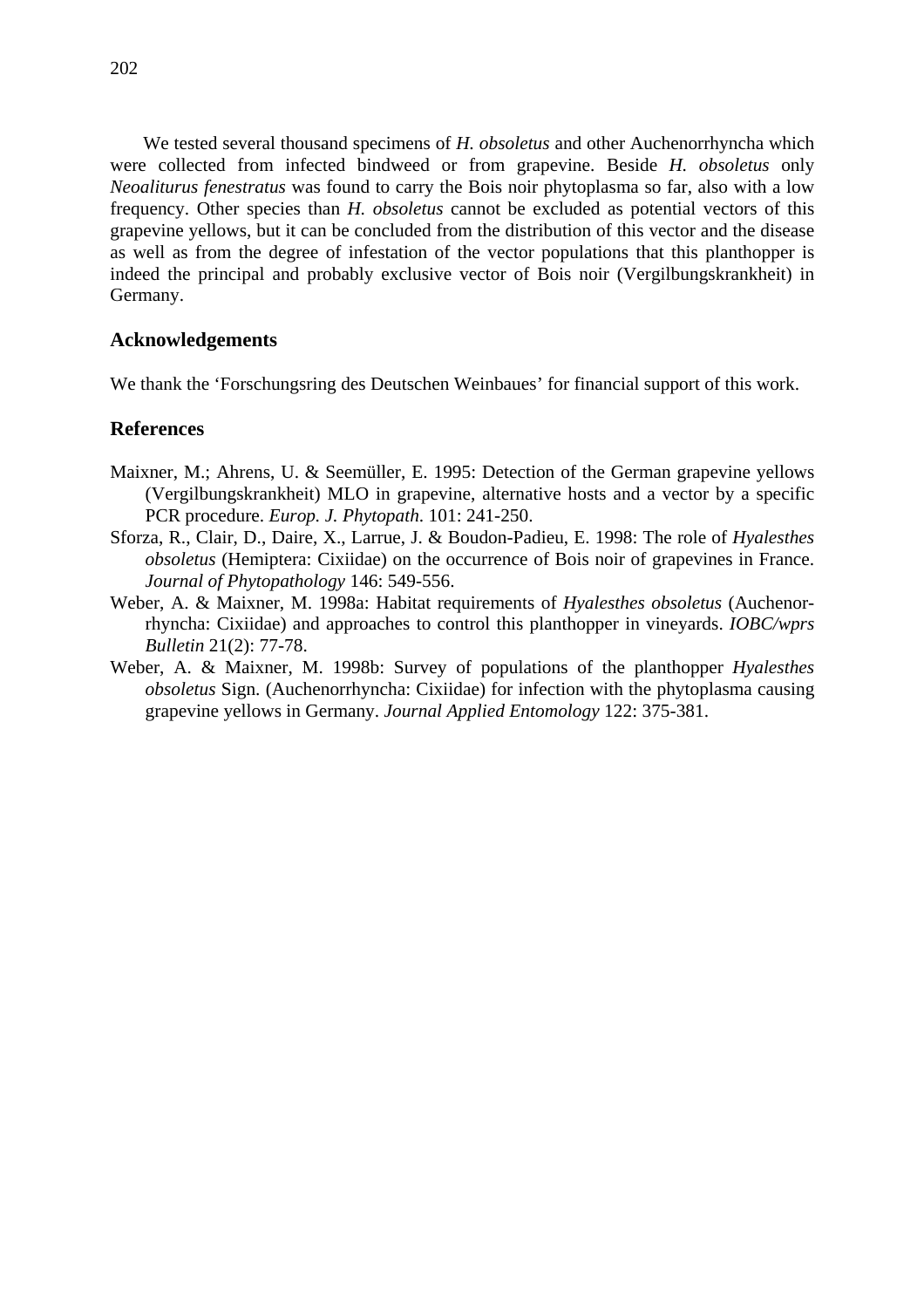We tested several thousand specimens of *H. obsoletus* and other Auchenorrhyncha which were collected from infected bindweed or from grapevine. Beside *H. obsoletus* only *Neoaliturus fenestratus* was found to carry the Bois noir phytoplasma so far, also with a low frequency. Other species than *H. obsoletus* cannot be excluded as potential vectors of this grapevine yellows, but it can be concluded from the distribution of this vector and the disease as well as from the degree of infestation of the vector populations that this planthopper is indeed the principal and probably exclusive vector of Bois noir (Vergilbungskrankheit) in Germany.

## Acknowledgements

We thank the 'Forschungsring des Deutschen Weinbaues' for financial support of this work.

## References

Maixner, M.; Ahrens, U. & Seemüller, E. 1995: Detection of the German grapevine yellows (Vergilbungskrankheit) MLO in grapevine, alternative hosts and a vector by a specific PCR procedure. *Europ. J. Phytopath*. 101: 241-250.

Sforza, R., Clair, D., Daire, X., Larrue, J. & Boudon-Padieu, E. 1998: The role of *Hyalesthes obsoletus* (Hemiptera: Cixiidae) on the occurrence of Bois noir of grapevines in France. *Journal of Phytopathology* 146: 549-556.

Weber, A. & Maixner, M. 1998a: Habitat requirements of *Hyalesthes obsoletus* (Auchenorrhyncha: Cixiidae) and approaches to control this planthopper in vineyards. *IOBC/wprs Bulletin* 21(2): 77-78.

Weber, A. & Maixner, M. 1998b: Survey of populations of the planthopper *Hyalesthes obsoletus* Sign. (Auchenorrhyncha: Cixiidae) for infection with the phytoplasma causing grapevine yellows in Germany. *Journal Applied Entomology* 122: 375-381.